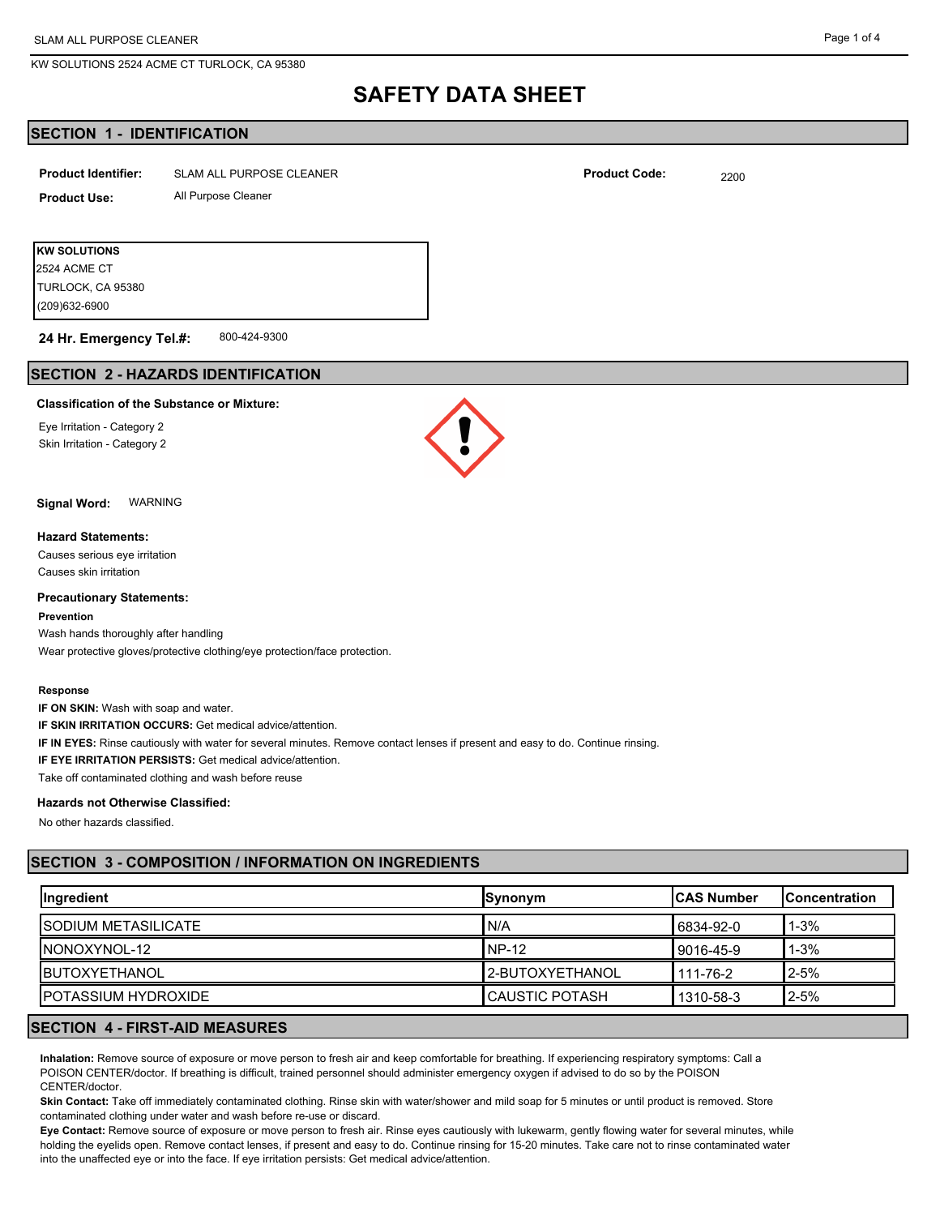# SAFETY DATA SHEET

## SECTION 1 - IDENTIFICATION

**Product Identifier:** SLAM ALL PURPOSE CLEANER

**Product Code:** 2200

**Product Use:** All Purpose Cleaner

**KW SOLUTIONS**
2524 ACME CT
TURLOCK, CA 95380
(209)632-6900

**24 Hr. Emergency Tel.#:** 800-424-9300

## SECTION 2 - HAZARDS IDENTIFICATION

**Classification of the Substance or Mixture:**

Eye Irritation - Category 2
Skin Irritation - Category 2

**Signal Word:** WARNING

**Hazard Statements:**

Causes serious eye irritation
Causes skin irritation

**Precautionary Statements:**

**Prevention**

Wash hands thoroughly after handling
Wear protective gloves/protective clothing/eye protection/face protection.

**Response**

**IF ON SKIN:** Wash with soap and water.
**IF SKIN IRRITATION OCCURS:** Get medical advice/attention.
**IF IN EYES:** Rinse cautiously with water for several minutes. Remove contact lenses if present and easy to do. Continue rinsing.
**IF EYE IRRITATION PERSISTS:** Get medical advice/attention.
Take off contaminated clothing and wash before reuse

**Hazards not Otherwise Classified:**

No other hazards classified.

## SECTION 3 - COMPOSITION / INFORMATION ON INGREDIENTS

| Ingredient | Synonym | CAS Number | Concentration |
|---|---|---|---|
| SODIUM METASILICATE | N/A | 6834-92-0 | 1-3% |
| NONOXYNOL-12 | NP-12 | 9016-45-9 | 1-3% |
| BUTOXYETHANOL | 2-BUTOXYETHANOL | 111-76-2 | 2-5% |
| POTASSIUM HYDROXIDE | CAUSTIC POTASH | 1310-58-3 | 2-5% |

## SECTION 4 - FIRST-AID MEASURES

**Inhalation:** Remove source of exposure or move person to fresh air and keep comfortable for breathing. If experiencing respiratory symptoms: Call a POISON CENTER/doctor. If breathing is difficult, trained personnel should administer emergency oxygen if advised to do so by the POISON CENTER/doctor.

**Skin Contact:** Take off immediately contaminated clothing. Rinse skin with water/shower and mild soap for 5 minutes or until product is removed. Store contaminated clothing under water and wash before re-use or discard.

**Eye Contact:** Remove source of exposure or move person to fresh air. Rinse eyes cautiously with lukewarm, gently flowing water for several minutes, while holding the eyelids open. Remove contact lenses, if present and easy to do. Continue rinsing for 15-20 minutes. Take care not to rinse contaminated water into the unaffected eye or into the face. If eye irritation persists: Get medical advice/attention.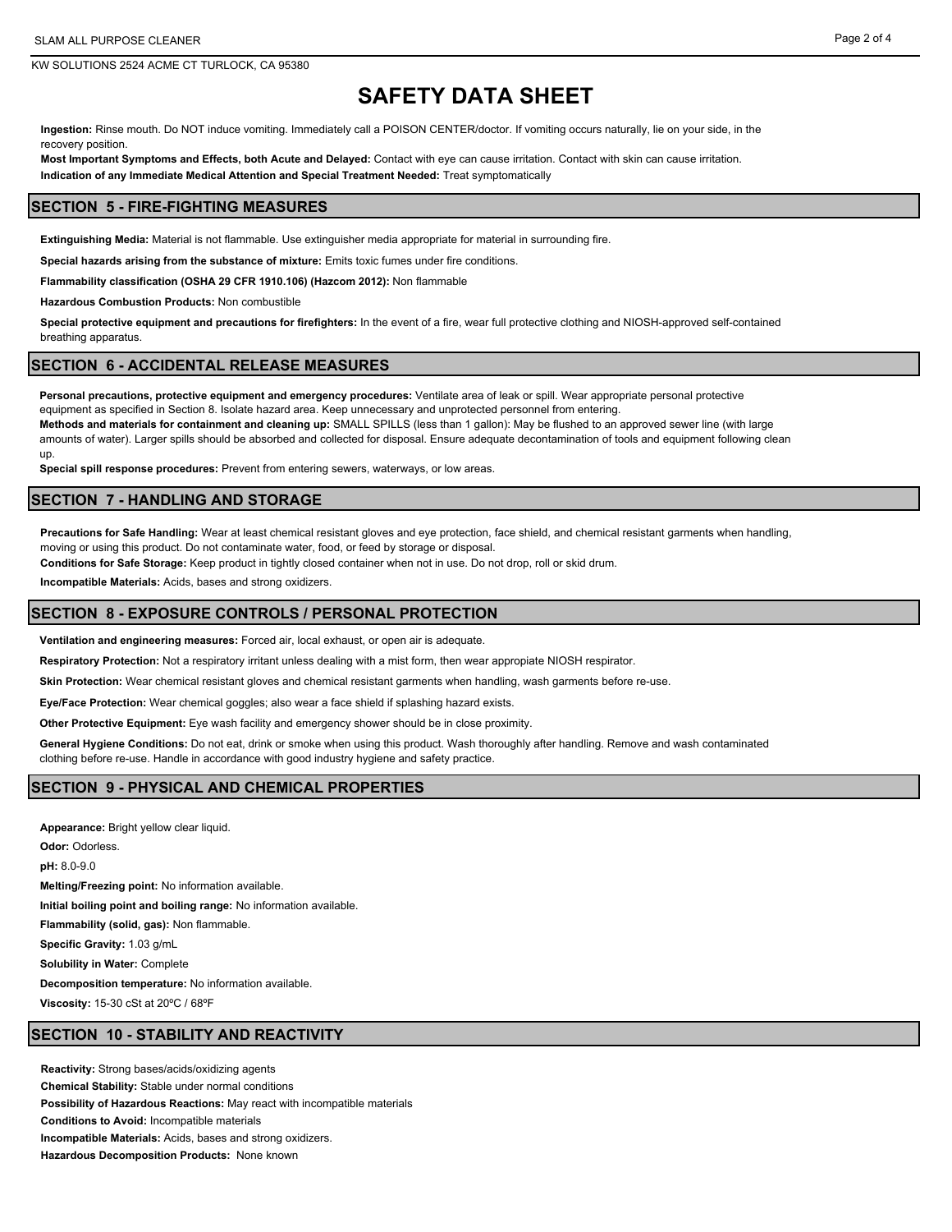# SAFETY DATA SHEET

**Ingestion:** Rinse mouth. Do NOT induce vomiting. Immediately call a POISON CENTER/doctor. If vomiting occurs naturally, lie on your side, in the recovery position.

**Most Important Symptoms and Effects, both Acute and Delayed:** Contact with eye can cause irritation. Contact with skin can cause irritation.

**Indication of any Immediate Medical Attention and Special Treatment Needed:** Treat symptomatically

## SECTION 5 - FIRE-FIGHTING MEASURES

**Extinguishing Media:** Material is not flammable. Use extinguisher media appropriate for material in surrounding fire.

**Special hazards arising from the substance of mixture:** Emits toxic fumes under fire conditions.

**Flammability classification (OSHA 29 CFR 1910.106) (Hazcom 2012):** Non flammable

**Hazardous Combustion Products:** Non combustible

**Special protective equipment and precautions for firefighters:** In the event of a fire, wear full protective clothing and NIOSH-approved self-contained breathing apparatus.

## SECTION 6 - ACCIDENTAL RELEASE MEASURES

**Personal precautions, protective equipment and emergency procedures:** Ventilate area of leak or spill. Wear appropriate personal protective equipment as specified in Section 8. Isolate hazard area. Keep unnecessary and unprotected personnel from entering.

**Methods and materials for containment and cleaning up:** SMALL SPILLS (less than 1 gallon): May be flushed to an approved sewer line (with large amounts of water). Larger spills should be absorbed and collected for disposal. Ensure adequate decontamination of tools and equipment following clean up.

**Special spill response procedures:** Prevent from entering sewers, waterways, or low areas.

## SECTION 7 - HANDLING AND STORAGE

**Precautions for Safe Handling:** Wear at least chemical resistant gloves and eye protection, face shield, and chemical resistant garments when handling, moving or using this product. Do not contaminate water, food, or feed by storage or disposal.

**Conditions for Safe Storage:** Keep product in tightly closed container when not in use. Do not drop, roll or skid drum.

**Incompatible Materials:** Acids, bases and strong oxidizers.

## SECTION 8 - EXPOSURE CONTROLS / PERSONAL PROTECTION

**Ventilation and engineering measures:** Forced air, local exhaust, or open air is adequate.

**Respiratory Protection:** Not a respiratory irritant unless dealing with a mist form, then wear appropiate NIOSH respirator.

**Skin Protection:** Wear chemical resistant gloves and chemical resistant garments when handling, wash garments before re-use.

**Eye/Face Protection:** Wear chemical goggles; also wear a face shield if splashing hazard exists.

**Other Protective Equipment:** Eye wash facility and emergency shower should be in close proximity.

**General Hygiene Conditions:** Do not eat, drink or smoke when using this product. Wash thoroughly after handling. Remove and wash contaminated clothing before re-use. Handle in accordance with good industry hygiene and safety practice.

## SECTION 9 - PHYSICAL AND CHEMICAL PROPERTIES

**Appearance:** Bright yellow clear liquid.

**Odor:** Odorless.

**pH:** 8.0-9.0

**Melting/Freezing point:** No information available.

**Initial boiling point and boiling range:** No information available.

**Flammability (solid, gas):** Non flammable.

**Specific Gravity:** 1.03 g/mL

**Solubility in Water:** Complete

**Decomposition temperature:** No information available.

**Viscosity:** 15-30 cSt at 20ºC / 68ºF

## SECTION 10 - STABILITY AND REACTIVITY

**Reactivity:** Strong bases/acids/oxidizing agents

**Chemical Stability:** Stable under normal conditions

**Possibility of Hazardous Reactions:** May react with incompatible materials

**Conditions to Avoid:** Incompatible materials

**Incompatible Materials:** Acids, bases and strong oxidizers.

**Hazardous Decomposition Products:** None known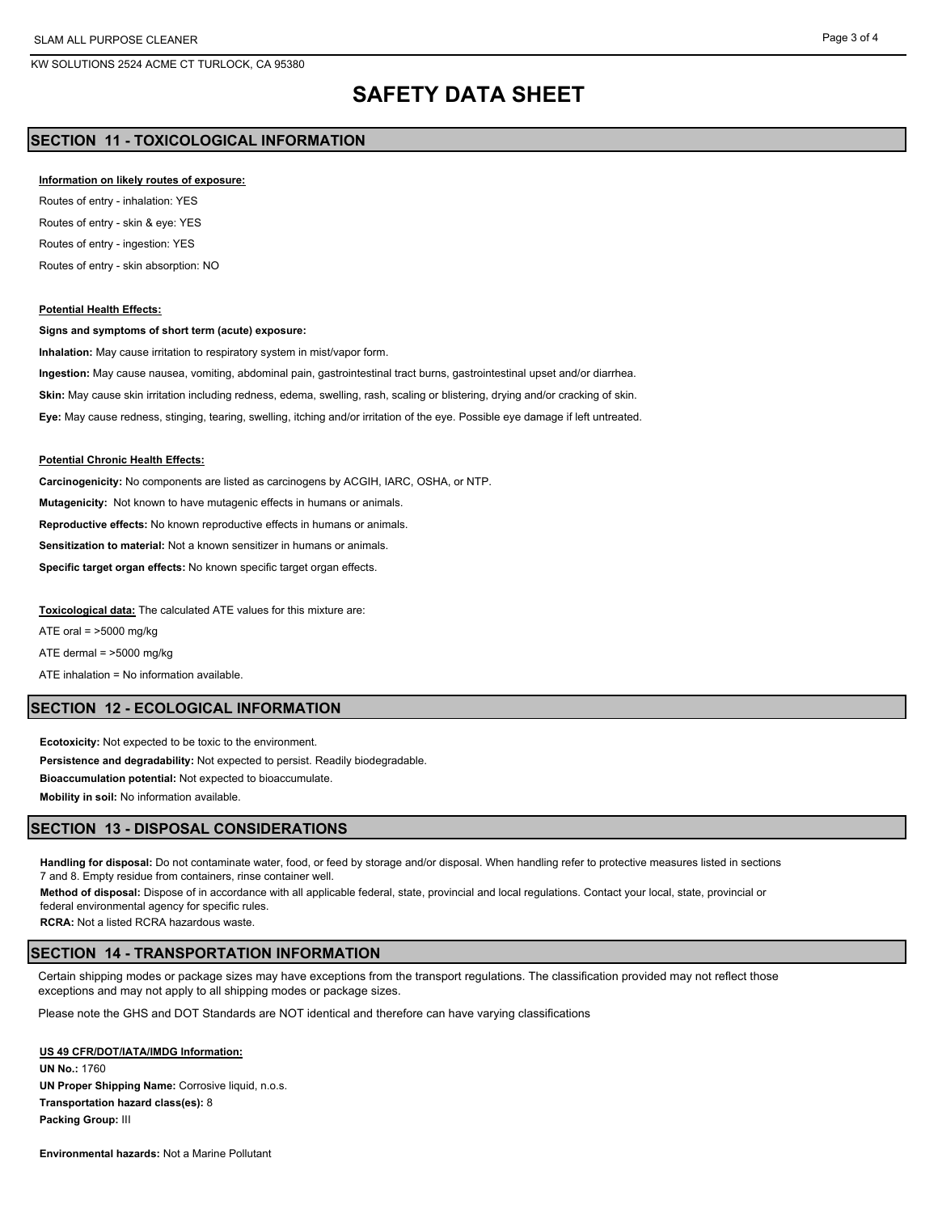# SAFETY DATA SHEET

## SECTION 11 - TOXICOLOGICAL INFORMATION

**Information on likely routes of exposure:**

Routes of entry - inhalation: YES

Routes of entry - skin & eye: YES

Routes of entry - ingestion: YES

Routes of entry - skin absorption: NO

**Potential Health Effects:**

**Signs and symptoms of short term (acute) exposure:**

**Inhalation:** May cause irritation to respiratory system in mist/vapor form.

**Ingestion:** May cause nausea, vomiting, abdominal pain, gastrointestinal tract burns, gastrointestinal upset and/or diarrhea.

**Skin:** May cause skin irritation including redness, edema, swelling, rash, scaling or blistering, drying and/or cracking of skin.

**Eye:** May cause redness, stinging, tearing, swelling, itching and/or irritation of the eye. Possible eye damage if left untreated.

**Potential Chronic Health Effects:**

**Carcinogenicity:** No components are listed as carcinogens by ACGIH, IARC, OSHA, or NTP.

**Mutagenicity:** Not known to have mutagenic effects in humans or animals.

**Reproductive effects:** No known reproductive effects in humans or animals.

**Sensitization to material:** Not a known sensitizer in humans or animals.

**Specific target organ effects:** No known specific target organ effects.

**Toxicological data:** The calculated ATE values for this mixture are:

ATE oral = >5000 mg/kg

ATE dermal = >5000 mg/kg

ATE inhalation = No information available.

## SECTION 12 - ECOLOGICAL INFORMATION

**Ecotoxicity:** Not expected to be toxic to the environment.

**Persistence and degradability:** Not expected to persist. Readily biodegradable.

**Bioaccumulation potential:** Not expected to bioaccumulate.

**Mobility in soil:** No information available.

## SECTION 13 - DISPOSAL CONSIDERATIONS

**Handling for disposal:** Do not contaminate water, food, or feed by storage and/or disposal. When handling refer to protective measures listed in sections 7 and 8. Empty residue from containers, rinse container well.

**Method of disposal:** Dispose of in accordance with all applicable federal, state, provincial and local regulations. Contact your local, state, provincial or federal environmental agency for specific rules.

**RCRA:** Not a listed RCRA hazardous waste.

## SECTION 14 - TRANSPORTATION INFORMATION

Certain shipping modes or package sizes may have exceptions from the transport regulations. The classification provided may not reflect those exceptions and may not apply to all shipping modes or package sizes.

Please note the GHS and DOT Standards are NOT identical and therefore can have varying classifications

**US 49 CFR/DOT/IATA/IMDG Information:**

**UN No.:** 1760

**UN Proper Shipping Name:** Corrosive liquid, n.o.s.

**Transportation hazard class(es):** 8

**Packing Group:** III

**Environmental hazards:** Not a Marine Pollutant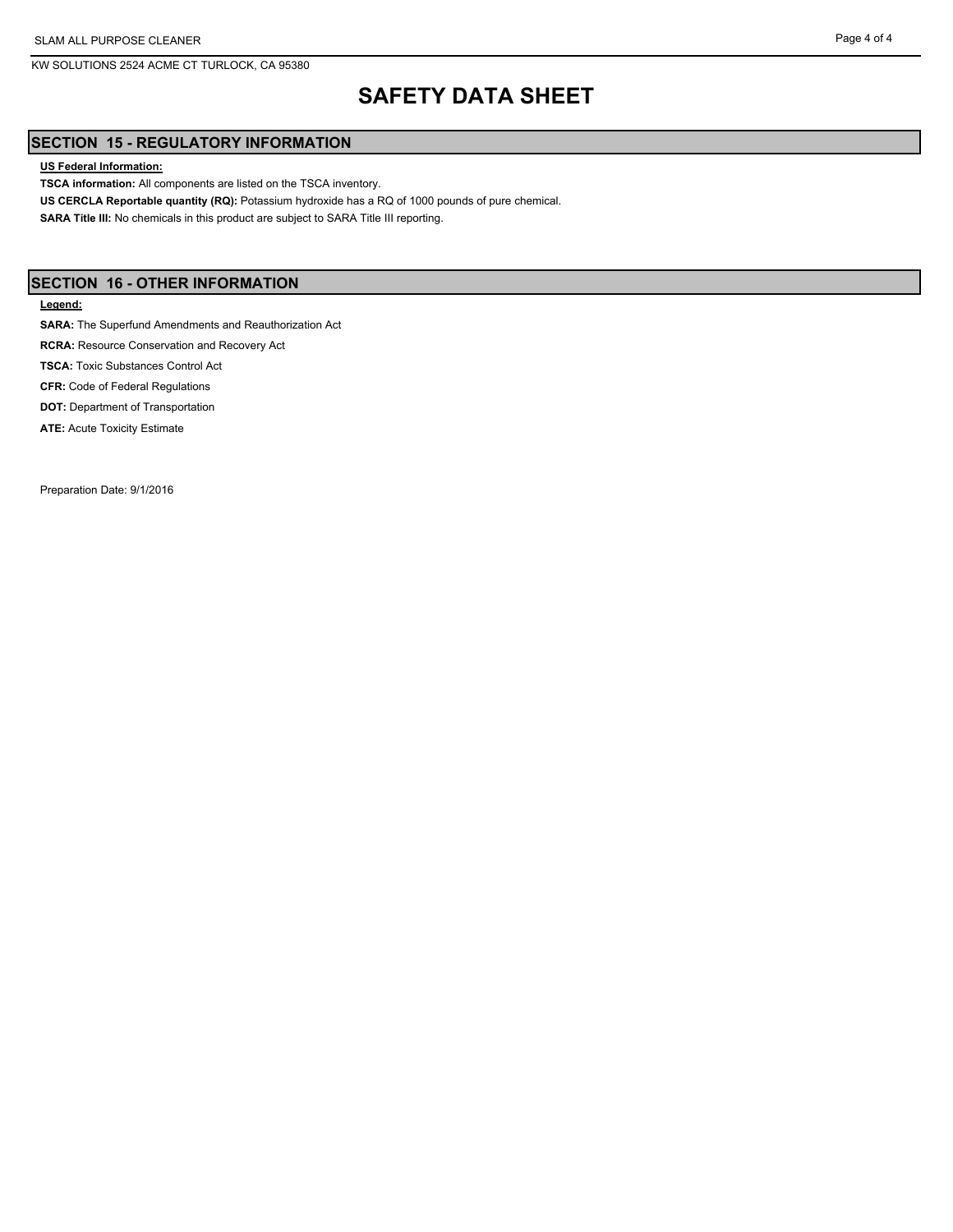# SAFETY DATA SHEET

## SECTION 15 - REGULATORY INFORMATION

**US Federal Information:**

**TSCA information:** All components are listed on the TSCA inventory.

**US CERCLA Reportable quantity (RQ):** Potassium hydroxide has a RQ of 1000 pounds of pure chemical.

**SARA Title III:** No chemicals in this product are subject to SARA Title III reporting.

## SECTION 16 - OTHER INFORMATION

**Legend:**

**SARA:** The Superfund Amendments and Reauthorization Act

**RCRA:** Resource Conservation and Recovery Act

**TSCA:** Toxic Substances Control Act

**CFR:** Code of Federal Regulations

**DOT:** Department of Transportation

**ATE:** Acute Toxicity Estimate

Preparation Date: 9/1/2016